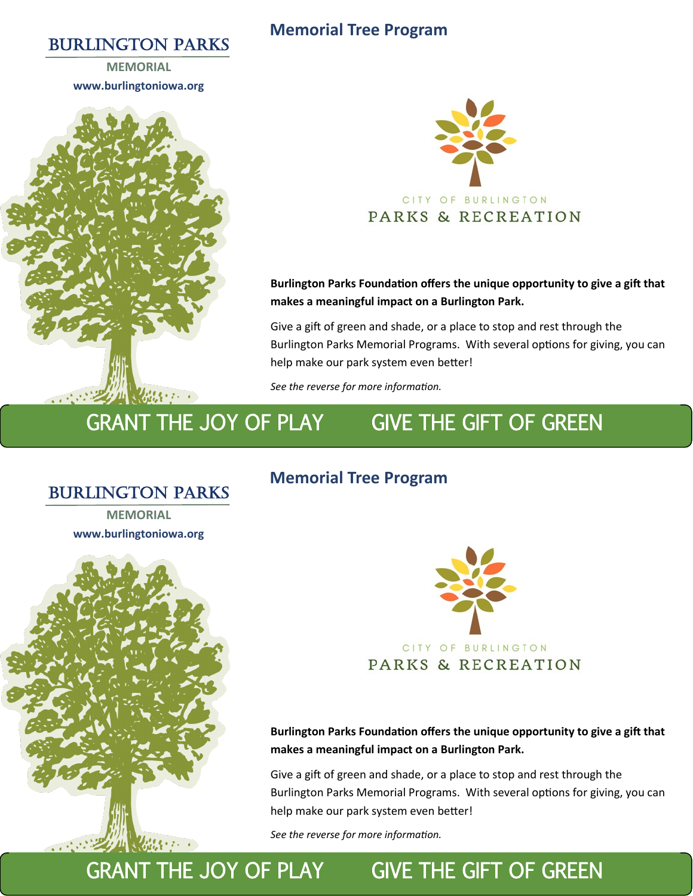BURLINGTON PARKS

MEMORIAL

www.burlingtoniowa.org

## Memorial Tree Program

CITY OF BURLINGTON

PARKS & RECREATION

**Burlington Parks Foundation offers the unique opportunity to give a gift that makes a meaningful impact on a Burlington Park.**

Give a gift of green and shade, or a place to stop and rest through the Burlington Parks Memorial Programs. With several options for giving, you can help make our park system even better!

*See the reverse for more information.*

GRANT THE JOY OF PLAY GIVE THE GIFT OF GREEN

---

BURLINGTON PARKS

MEMORIAL

www.burlingtoniowa.org

## Memorial Tree Program

CITY OF BURLINGTON

PARKS & RECREATION

**Burlington Parks Foundation offers the unique opportunity to give a gift that makes a meaningful impact on a Burlington Park.**

Give a gift of green and shade, or a place to stop and rest through the Burlington Parks Memorial Programs. With several options for giving, you can help make our park system even better!

*See the reverse for more information.*

GRANT THE JOY OF PLAY GIVE THE GIFT OF GREEN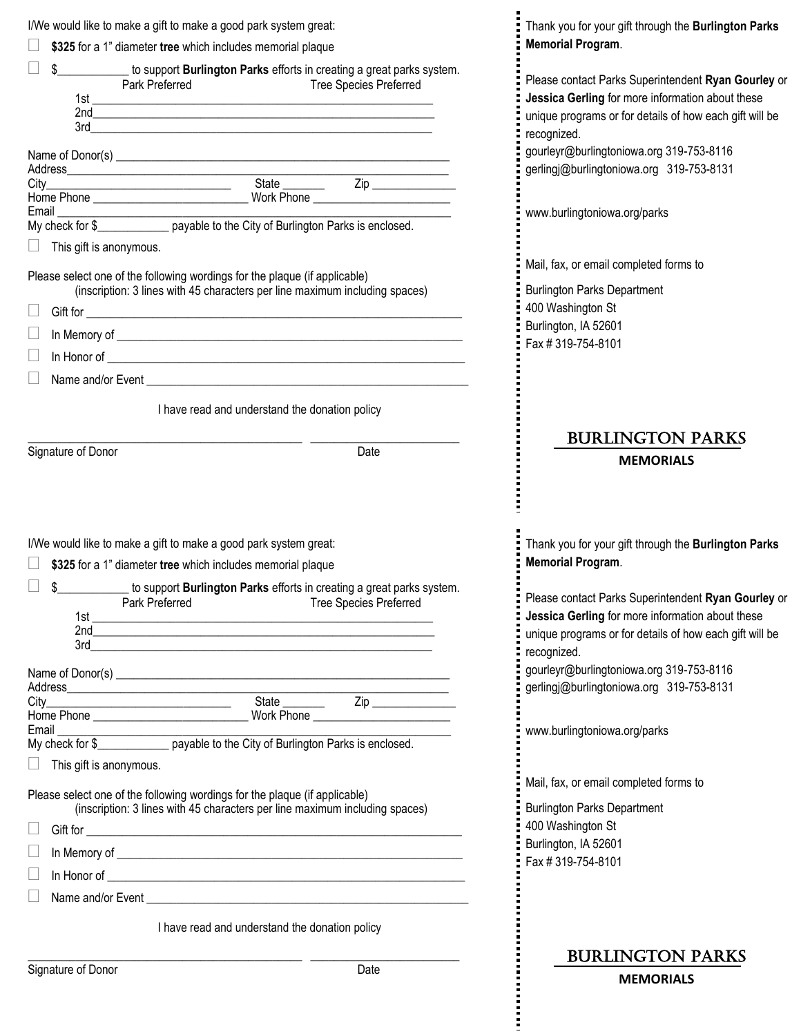I/We would like to make a gift to make a good park system great:

- ☐ **$325** for a 1" diameter **tree** which includes memorial plaque
- ☐ $____________ to support **Burlington Parks** efforts in creating a great parks system.

Park Preferred | Tree Species Preferred

1st ____________________________________________________________

2nd____________________________________________________________

3rd____________________________________________________________

Name of Donor(s) ____________________________________________________________

Address____________________________________________________________

City________________________________ State _______ Zip ______________

Home Phone __________________________ Work Phone ________________________

Email ____________________________________________________________

My check for $____________ payable to the City of Burlington Parks is enclosed.

- ☐ This gift is anonymous.

Please select one of the following wordings for the plaque (if applicable)
(inscription: 3 lines with 45 characters per line maximum including spaces)

- ☐ Gift for ____________________________________________________________
- ☐ In Memory of ________________________________________________________
- ☐ In Honor of __________________________________________________________
- ☐ Name and/or Event ____________________________________________________

I have read and understand the donation policy

______________________________________________ ________________________

Signature of Donor Date

Thank you for your gift through the **Burlington Parks Memorial Program**.

Please contact Parks Superintendent **Ryan Gourley** or **Jessica Gerling** for more information about these unique programs or for details of how each gift will be recognized.

gourleyr@burlingtoniowa.org 319-753-8116

gerlingj@burlingtoniowa.org 319-753-8131

www.burlingtoniowa.org/parks

Mail, fax, or email completed forms to

Burlington Parks Department
400 Washington St
Burlington, IA 52601
Fax # 319-754-8101

## BURLINGTON PARKS

**MEMORIALS**

---

I/We would like to make a gift to make a good park system great:

- ☐ **$325** for a 1" diameter **tree** which includes memorial plaque
- ☐ $____________ to support **Burlington Parks** efforts in creating a great parks system.

Park Preferred | Tree Species Preferred

1st ____________________________________________________________

2nd____________________________________________________________

3rd____________________________________________________________

Name of Donor(s) ____________________________________________________________

Address____________________________________________________________

City________________________________ State _______ Zip ______________

Home Phone __________________________ Work Phone ________________________

Email ____________________________________________________________

My check for $____________ payable to the City of Burlington Parks is enclosed.

- ☐ This gift is anonymous.

Please select one of the following wordings for the plaque (if applicable)
(inscription: 3 lines with 45 characters per line maximum including spaces)

- ☐ Gift for ____________________________________________________________
- ☐ In Memory of ________________________________________________________
- ☐ In Honor of __________________________________________________________
- ☐ Name and/or Event ____________________________________________________

I have read and understand the donation policy

______________________________________________ ________________________

Signature of Donor Date

Thank you for your gift through the **Burlington Parks Memorial Program**.

Please contact Parks Superintendent **Ryan Gourley** or **Jessica Gerling** for more information about these unique programs or for details of how each gift will be recognized.

gourleyr@burlingtoniowa.org 319-753-8116

gerlingj@burlingtoniowa.org 319-753-8131

www.burlingtoniowa.org/parks

Mail, fax, or email completed forms to

Burlington Parks Department
400 Washington St
Burlington, IA 52601
Fax # 319-754-8101

## BURLINGTON PARKS

**MEMORIALS**